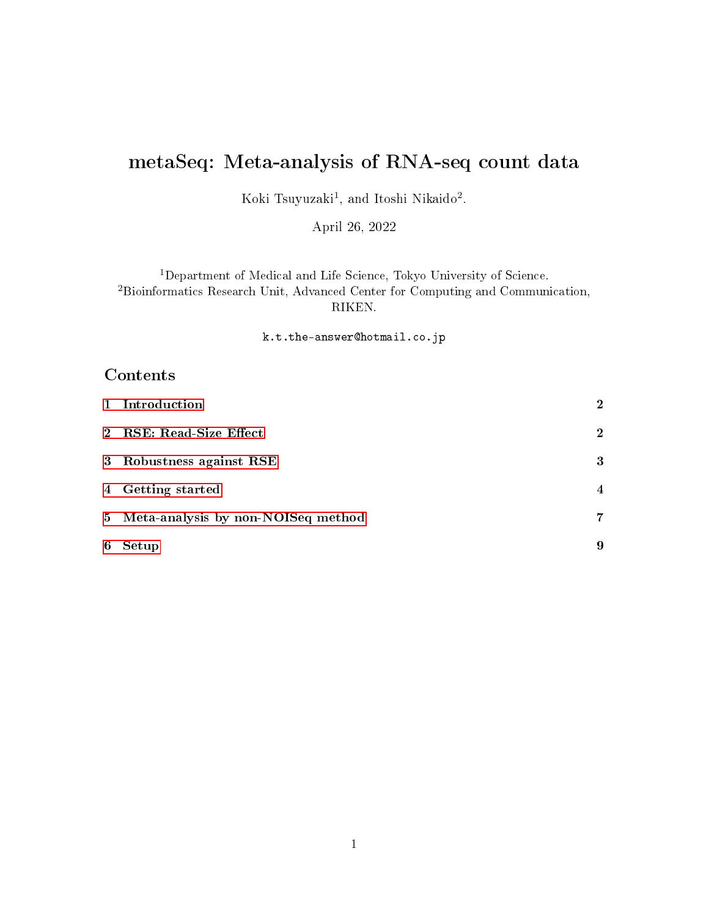# metaSeq: Meta-analysis of RNA-seq count data

Koki Tsuyuzaki[1], and Itoshi Nikaido[2].

April 26, 2022

[1]Department of Medical and Life Science, Tokyo University of Science.
[2]Bioinformatics Research Unit, Advanced Center for Computing and Communication, RIKEN.

k.t.the-answer@hotmail.co.jp

## Contents

1 Introduction 2

2 RSE: Read-Size Effect 2

3 Robustness against RSE 3

4 Getting started 4

5 Meta-analysis by non-NOISeq method 7

6 Setup 9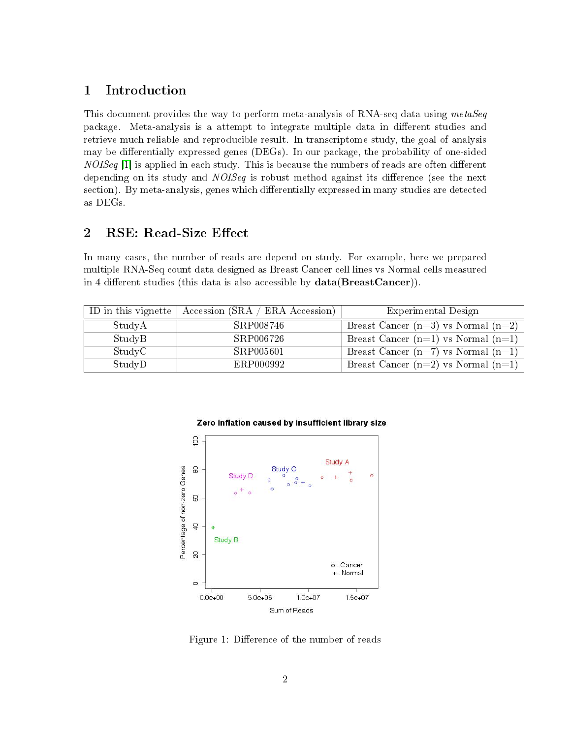## 1 Introduction

This document provides the way to perform meta-analysis of RNA-seq data using *metaSeq* package. Meta-analysis is a attempt to integrate multiple data in different studies and retrieve much reliable and reproducible result. In transcriptome study, the goal of analysis may be differentially expressed genes (DEGs). In our package, the probability of one-sided *NOISeq* [1] is applied in each study. This is because the numbers of reads are often different depending on its study and *NOISeq* is robust method against its difference (see the next section). By meta-analysis, genes which differentially expressed in many studies are detected as DEGs.

## 2 RSE: Read-Size Effect

In many cases, the number of reads are depend on study. For example, here we prepared multiple RNA-Seq count data designed as Breast Cancer cell lines vs Normal cells measured in 4 different studies (this data is also accessible by **data(BreastCancer)**).

| ID in this vignette | Accession (SRA / ERA Accession) | Experimental Design |
|---|---|---|
| StudyA | SRP008746 | Breast Cancer (n=3) vs Normal (n=2) |
| StudyB | SRP006726 | Breast Cancer (n=1) vs Normal (n=1) |
| StudyC | SRP005601 | Breast Cancer (n=7) vs Normal (n=1) |
| StudyD | ERP000992 | Breast Cancer (n=2) vs Normal (n=1) |

Figure 1: Difference of the number of reads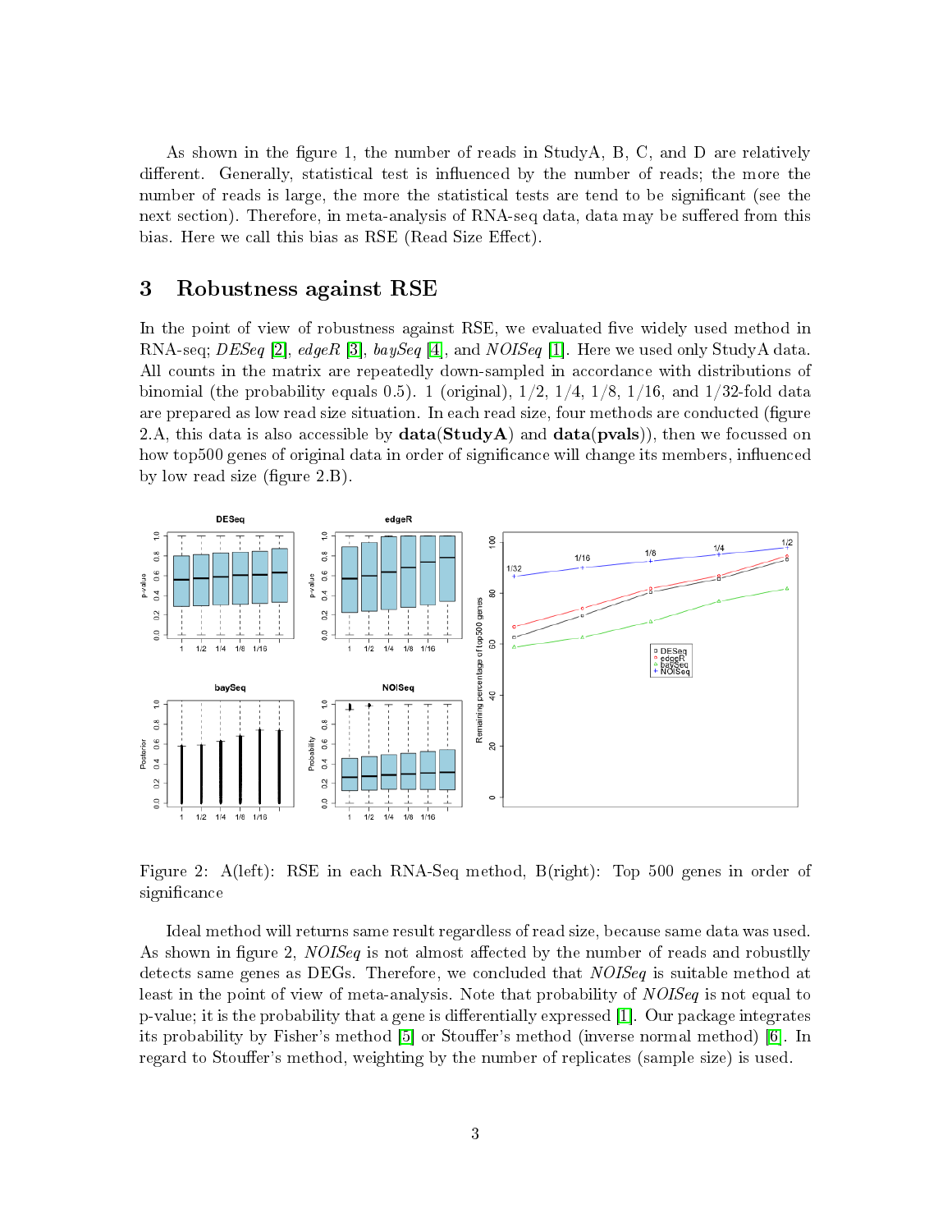As shown in the figure 1, the number of reads in StudyA, B, C, and D are relatively different. Generally, statistical test is influenced by the number of reads; the more the number of reads is large, the more the statistical tests are tend to be significant (see the next section). Therefore, in meta-analysis of RNA-seq data, data may be suffered from this bias. Here we call this bias as RSE (Read Size Effect).

## 3 Robustness against RSE

In the point of view of robustness against RSE, we evaluated five widely used method in RNA-seq; *DESeq* [2], *edgeR* [3], *baySeq* [4], and *NOISeq* [1]. Here we used only StudyA data. All counts in the matrix are repeatedly down-sampled in accordance with distributions of binomial (the probability equals 0.5). 1 (original), 1/2, 1/4, 1/8, 1/16, and 1/32-fold data are prepared as low read size situation. In each read size, four methods are conducted (figure 2.A, this data is also accessible by **data(StudyA)** and **data(pvals)**), then we focussed on how top500 genes of original data in order of significance will change its members, influenced by low read size (figure 2.B).

Figure 2: A(left): RSE in each RNA-Seq method, B(right): Top 500 genes in order of significance

Ideal method will returns same result regardless of read size, because same data was used. As shown in figure 2, *NOISeq* is not almost affected by the number of reads and robustlly detects same genes as DEGs. Therefore, we concluded that *NOISeq* is suitable method at least in the point of view of meta-analysis. Note that probability of *NOISeq* is not equal to p-value; it is the probability that a gene is differentially expressed [1]. Our package integrates its probability by Fisher's method [5] or Stouffer's method (inverse normal method) [6]. In regard to Stouffer's method, weighting by the number of replicates (sample size) is used.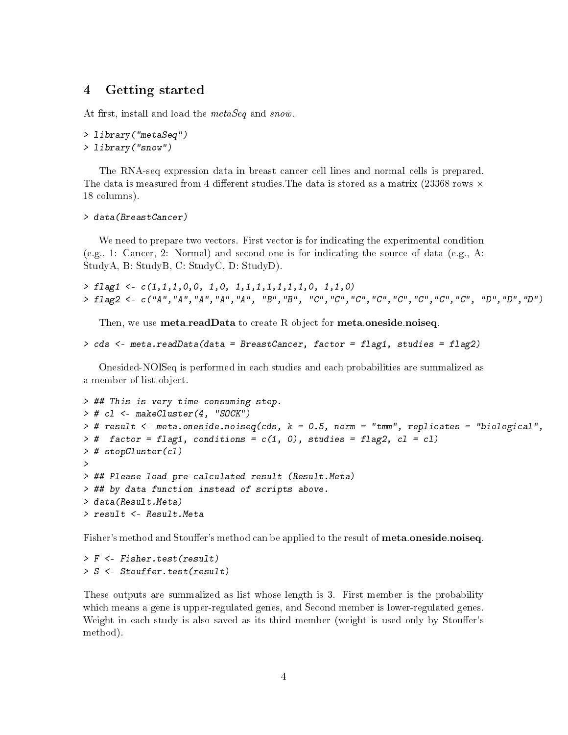## 4 Getting started

At first, install and load the *metaSeq* and *snow*.

```
> library("metaSeq")
> library("snow")
```

The RNA-seq expression data in breast cancer cell lines and normal cells is prepared. The data is measured from 4 different studies.The data is stored as a matrix (23368 rows × 18 columns).

```
> data(BreastCancer)
```

We need to prepare two vectors. First vector is for indicating the experimental condition (e.g., 1: Cancer, 2: Normal) and second one is for indicating the source of data (e.g., A: StudyA, B: StudyB, C: StudyC, D: StudyD).

```
> flag1 <- c(1,1,1,0,0, 1,0, 1,1,1,1,1,1,1,0, 1,1,0)
> flag2 <- c("A","A","A","A","A", "B","B", "C","C","C","C","C","C","C","C", "D","D","D")
```

Then, we use **meta.readData** to create R object for **meta.oneside.noiseq**.

```
> cds <- meta.readData(data = BreastCancer, factor = flag1, studies = flag2)
```

Onesided-NOISeq is performed in each studies and each probabilities are summalized as a member of list object.

```
> ## This is very time consuming step.
> # cl <- makeCluster(4, "SOCK")
> # result <- meta.oneside.noiseq(cds, k = 0.5, norm = "tmm", replicates = "biological",
> #  factor = flag1, conditions = c(1, 0), studies = flag2, cl = cl)
> # stopCluster(cl)
>
> ## Please load pre-calculated result (Result.Meta)
> ## by data function instead of scripts above.
> data(Result.Meta)
> result <- Result.Meta
```

Fisher's method and Stouffer's method can be applied to the result of **meta.oneside.noiseq**.

```
> F <- Fisher.test(result)
> S <- Stouffer.test(result)
```

These outputs are summalized as list whose length is 3. First member is the probability which means a gene is upper-regulated genes, and Second member is lower-regulated genes. Weight in each study is also saved as its third member (weight is used only by Stouffer's method).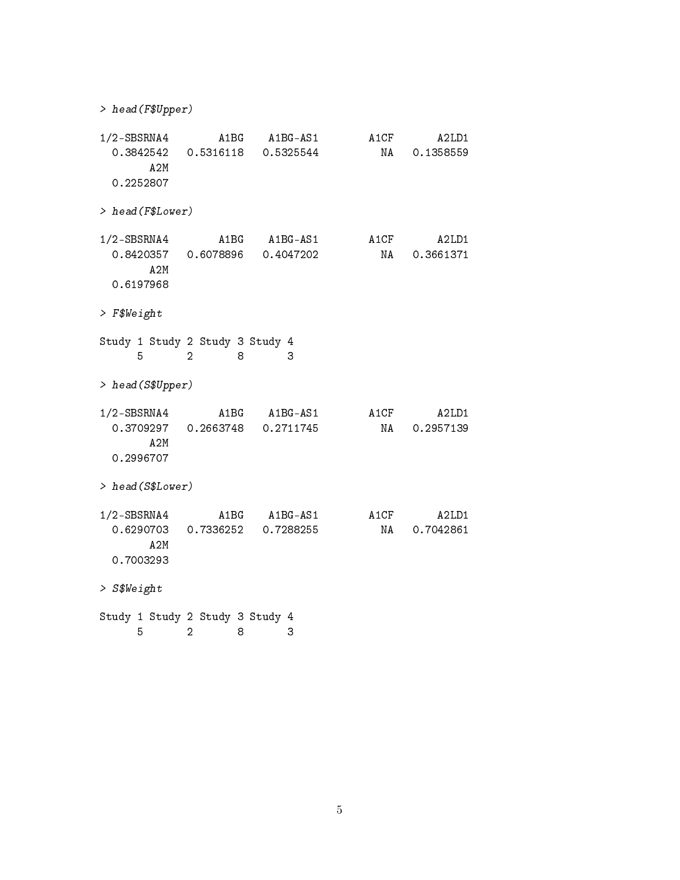```
> head(F$Upper)

1/2-SBSRNA4        A1BG    A1BG-AS1        A1CF       A2LD1
  0.3842542   0.5316118   0.5325544          NA   0.1358559
        A2M
  0.2252807

> head(F$Lower)

1/2-SBSRNA4        A1BG    A1BG-AS1        A1CF       A2LD1
  0.8420357   0.6078896   0.4047202          NA   0.3661371
        A2M
  0.6197968

> F$Weight

Study 1 Study 2 Study 3 Study 4
      5       2       8       3

> head(S$Upper)

1/2-SBSRNA4        A1BG    A1BG-AS1        A1CF       A2LD1
  0.3709297   0.2663748   0.2711745          NA   0.2957139
        A2M
  0.2996707

> head(S$Lower)

1/2-SBSRNA4        A1BG    A1BG-AS1        A1CF       A2LD1
  0.6290703   0.7336252   0.7288255          NA   0.7042861
        A2M
  0.7003293

> S$Weight

Study 1 Study 2 Study 3 Study 4
      5       2       8       3
```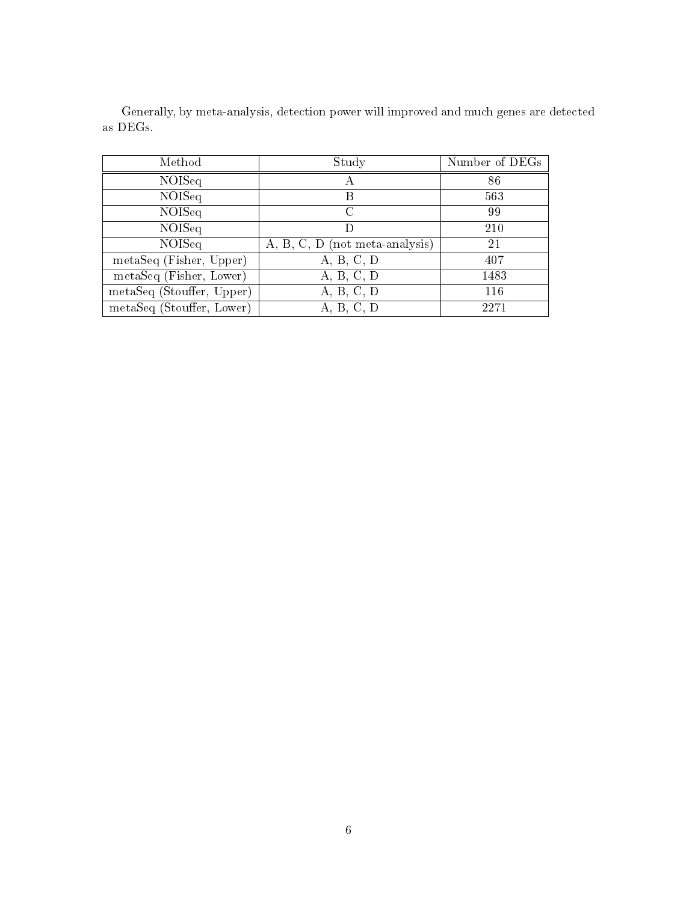Generally, by meta-analysis, detection power will improved and much genes are detected as DEGs.

| Method | Study | Number of DEGs |
| --- | --- | --- |
| NOISeq | A | 86 |
| NOISeq | B | 563 |
| NOISeq | C | 99 |
| NOISeq | D | 210 |
| NOISeq | A, B, C, D (not meta-analysis) | 21 |
| metaSeq (Fisher, Upper) | A, B, C, D | 407 |
| metaSeq (Fisher, Lower) | A, B, C, D | 1483 |
| metaSeq (Stouffer, Upper) | A, B, C, D | 116 |
| metaSeq (Stouffer, Lower) | A, B, C, D | 2271 |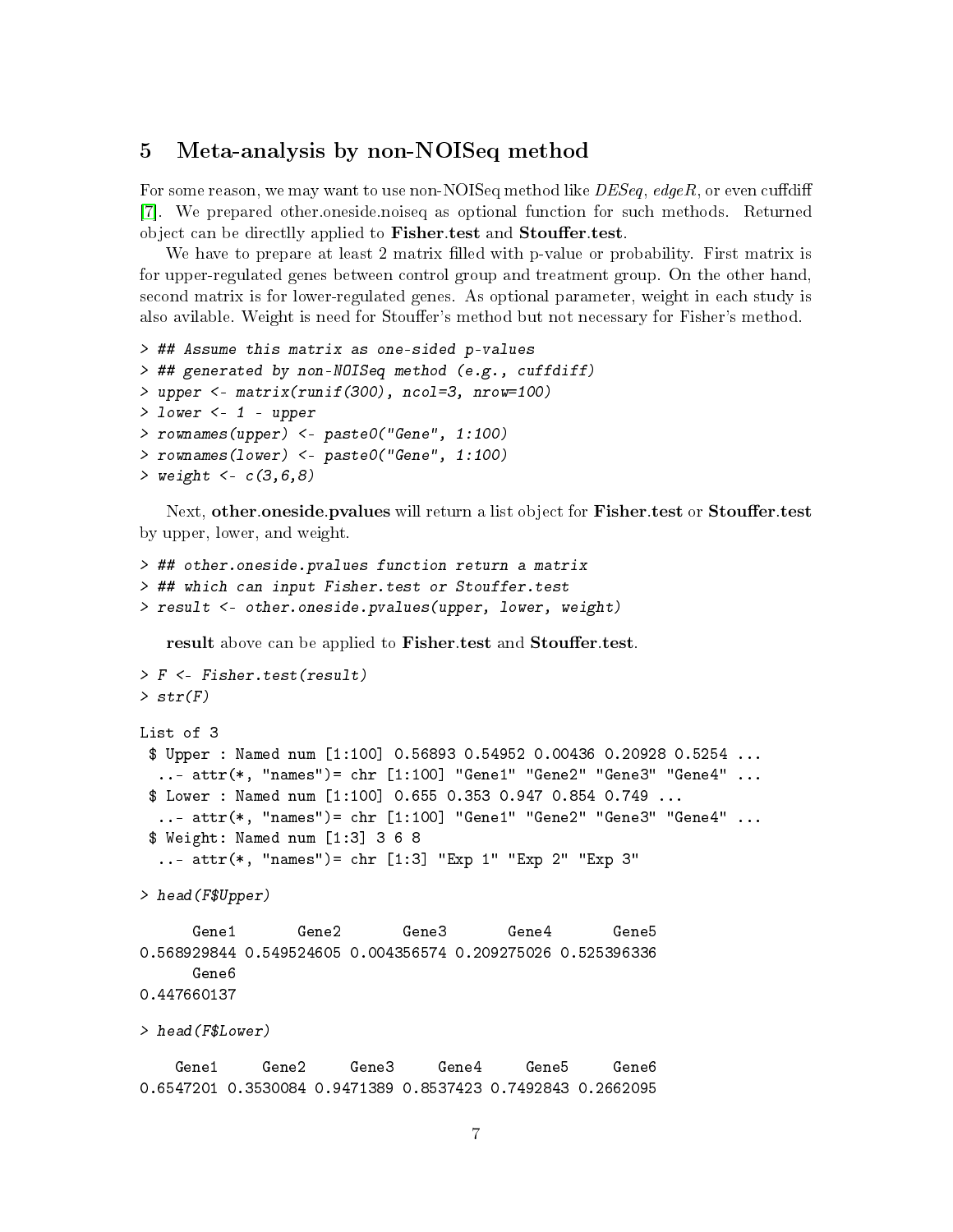## 5 Meta-analysis by non-NOISeq method

For some reason, we may want to use non-NOISeq method like *DESeq*, *edgeR*, or even cuffdiff [7]. We prepared other.oneside.noiseq as optional function for such methods. Returned object can be directlly applied to **Fisher.test** and **Stouffer.test**.

We have to prepare at least 2 matrix filled with p-value or probability. First matrix is for upper-regulated genes between control group and treatment group. On the other hand, second matrix is for lower-regulated genes. As optional parameter, weight in each study is also avilable. Weight is need for Stouffer's method but not necessary for Fisher's method.

```
> ## Assume this matrix as one-sided p-values
> ## generated by non-NOISeq method (e.g., cuffdiff)
> upper <- matrix(runif(300), ncol=3, nrow=100)
> lower <- 1 - upper
> rownames(upper) <- paste0("Gene", 1:100)
> rownames(lower) <- paste0("Gene", 1:100)
> weight <- c(3,6,8)
```

Next, **other.oneside.pvalues** will return a list object for **Fisher.test** or **Stouffer.test** by upper, lower, and weight.

```
> ## other.oneside.pvalues function return a matrix
> ## which can input Fisher.test or Stouffer.test
> result <- other.oneside.pvalues(upper, lower, weight)
```

**result** above can be applied to **Fisher.test** and **Stouffer.test**.

```
> F <- Fisher.test(result)
> str(F)

List of 3
 $ Upper : Named num [1:100] 0.56893 0.54952 0.00436 0.20928 0.5254 ...
  ..- attr(*, "names")= chr [1:100] "Gene1" "Gene2" "Gene3" "Gene4" ...
 $ Lower : Named num [1:100] 0.655 0.353 0.947 0.854 0.749 ...
  ..- attr(*, "names")= chr [1:100] "Gene1" "Gene2" "Gene3" "Gene4" ...
 $ Weight: Named num [1:3] 3 6 8
  ..- attr(*, "names")= chr [1:3] "Exp 1" "Exp 2" "Exp 3"

> head(F$Upper)

      Gene1       Gene2       Gene3       Gene4       Gene5 
0.568929844 0.549524605 0.004356574 0.209275026 0.525396336 
      Gene6 
0.447660137 

> head(F$Lower)

    Gene1     Gene2     Gene3     Gene4     Gene5     Gene6 
0.6547201 0.3530084 0.9471389 0.8537423 0.7492843 0.2662095 
```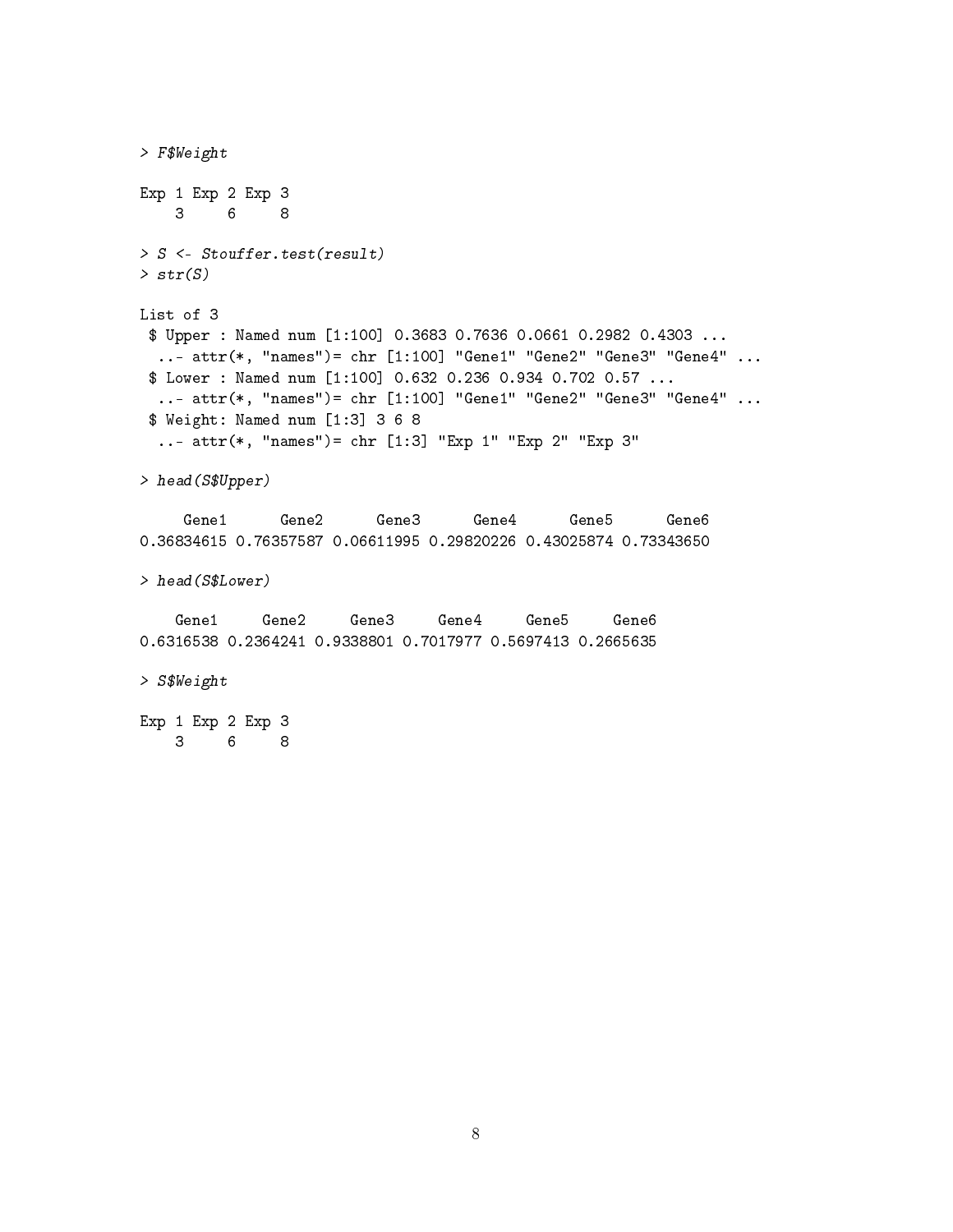```
> F$Weight

Exp 1 Exp 2 Exp 3
    3     6     8

> S <- Stouffer.test(result)
> str(S)

List of 3
 $ Upper : Named num [1:100] 0.3683 0.7636 0.0661 0.2982 0.4303 ...
  ..- attr(*, "names")= chr [1:100] "Gene1" "Gene2" "Gene3" "Gene4" ...
 $ Lower : Named num [1:100] 0.632 0.236 0.934 0.702 0.57 ...
  ..- attr(*, "names")= chr [1:100] "Gene1" "Gene2" "Gene3" "Gene4" ...
 $ Weight: Named num [1:3] 3 6 8
  ..- attr(*, "names")= chr [1:3] "Exp 1" "Exp 2" "Exp 3"

> head(S$Upper)

     Gene1      Gene2      Gene3      Gene4      Gene5      Gene6
0.36834615 0.76357587 0.06611995 0.29820226 0.43025874 0.73343650

> head(S$Lower)

    Gene1     Gene2     Gene3     Gene4     Gene5     Gene6
0.6316538 0.2364241 0.9338801 0.7017977 0.5697413 0.2665635

> S$Weight

Exp 1 Exp 2 Exp 3
    3     6     8
```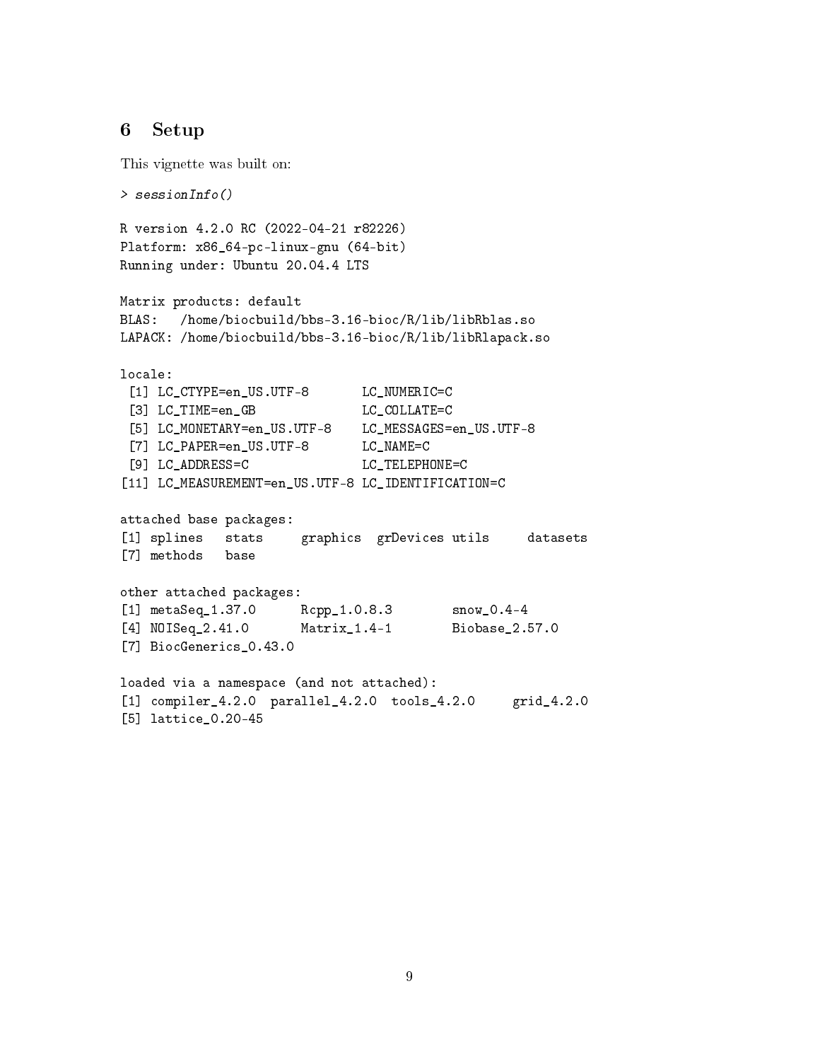## 6 Setup

This vignette was built on:

```
> sessionInfo()

R version 4.2.0 RC (2022-04-21 r82226)
Platform: x86_64-pc-linux-gnu (64-bit)
Running under: Ubuntu 20.04.4 LTS

Matrix products: default
BLAS:   /home/biocbuild/bbs-3.16-bioc/R/lib/libRblas.so
LAPACK: /home/biocbuild/bbs-3.16-bioc/R/lib/libRlapack.so

locale:
 [1] LC_CTYPE=en_US.UTF-8       LC_NUMERIC=C
 [3] LC_TIME=en_GB              LC_COLLATE=C
 [5] LC_MONETARY=en_US.UTF-8    LC_MESSAGES=en_US.UTF-8
 [7] LC_PAPER=en_US.UTF-8       LC_NAME=C
 [9] LC_ADDRESS=C               LC_TELEPHONE=C
[11] LC_MEASUREMENT=en_US.UTF-8 LC_IDENTIFICATION=C

attached base packages:
[1] splines   stats     graphics  grDevices utils     datasets
[7] methods   base

other attached packages:
[1] metaSeq_1.37.0      Rcpp_1.0.8.3        snow_0.4-4
[4] NOISeq_2.41.0       Matrix_1.4-1        Biobase_2.57.0
[7] BiocGenerics_0.43.0

loaded via a namespace (and not attached):
[1] compiler_4.2.0  parallel_4.2.0  tools_4.2.0     grid_4.2.0
[5] lattice_0.20-45
```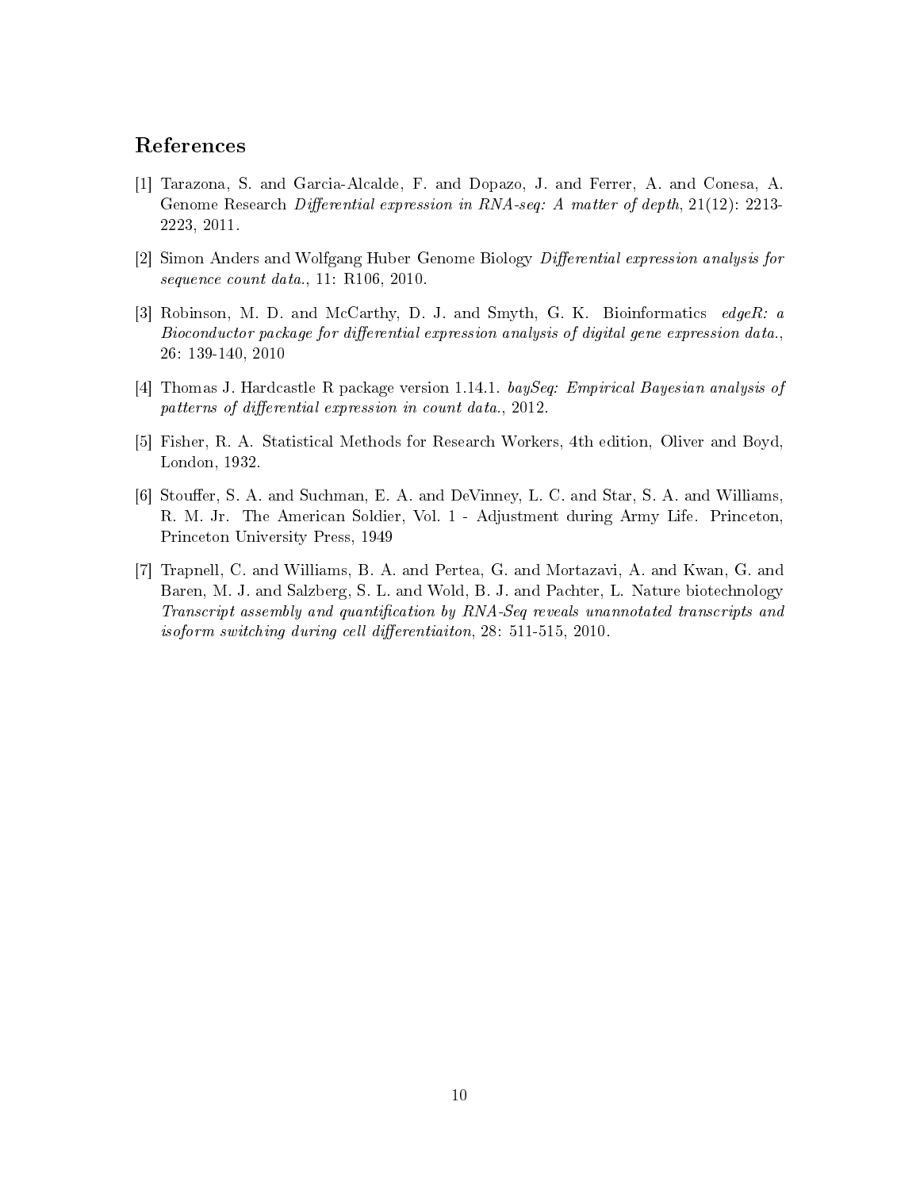## References

[1] Tarazona, S. and Garcia-Alcalde, F. and Dopazo, J. and Ferrer, A. and Conesa, A. Genome Research *Differential expression in RNA-seq: A matter of depth*, 21(12): 2213-2223, 2011.

[2] Simon Anders and Wolfgang Huber Genome Biology *Differential expression analysis for sequence count data.*, 11: R106, 2010.

[3] Robinson, M. D. and McCarthy, D. J. and Smyth, G. K. Bioinformatics *edgeR: a Bioconductor package for differential expression analysis of digital gene expression data.*, 26: 139-140, 2010

[4] Thomas J. Hardcastle R package version 1.14.1. *baySeq: Empirical Bayesian analysis of patterns of differential expression in count data.*, 2012.

[5] Fisher, R. A. Statistical Methods for Research Workers, 4th edition, Oliver and Boyd, London, 1932.

[6] Stouffer, S. A. and Suchman, E. A. and DeVinney, L. C. and Star, S. A. and Williams, R. M. Jr. The American Soldier, Vol. 1 - Adjustment during Army Life. Princeton, Princeton University Press, 1949

[7] Trapnell, C. and Williams, B. A. and Pertea, G. and Mortazavi, A. and Kwan, G. and Baren, M. J. and Salzberg, S. L. and Wold, B. J. and Pachter, L. Nature biotechnology *Transcript assembly and quantification by RNA-Seq reveals unannotated transcripts and isoform switching during cell differentiaiton*, 28: 511-515, 2010.